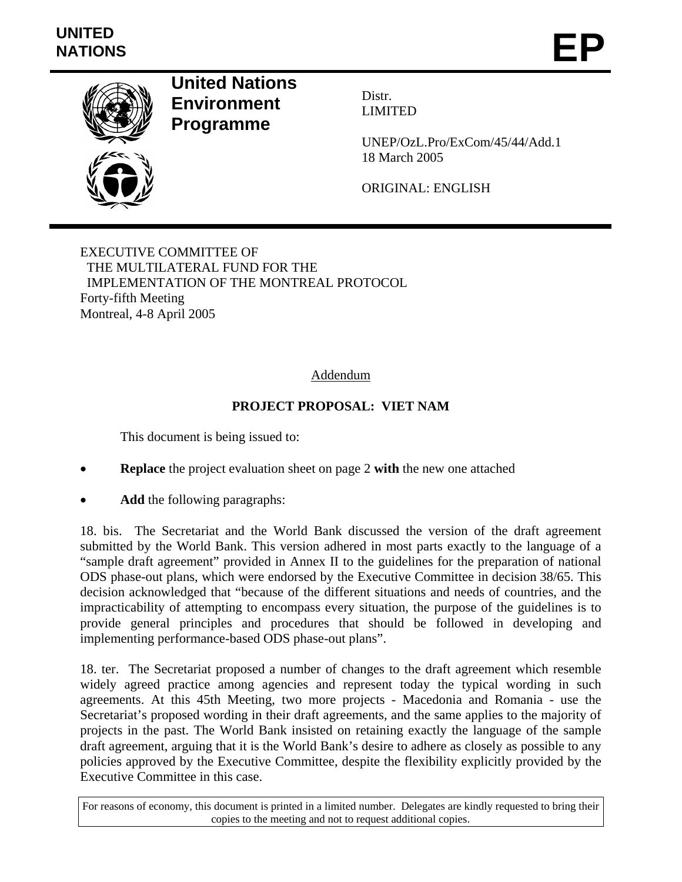**UNITED NATIONS**

# EP

**United Nations Environment Programme**

Distr.
LIMITED

UNEP/OzL.Pro/ExCom/45/44/Add.1
18 March 2005

ORIGINAL: ENGLISH

EXECUTIVE COMMITTEE OF
THE MULTILATERAL FUND FOR THE
IMPLEMENTATION OF THE MONTREAL PROTOCOL
Forty-fifth Meeting
Montreal, 4-8 April 2005

Addendum

## PROJECT PROPOSAL: VIET NAM

This document is being issued to:

- **Replace** the project evaluation sheet on page 2 **with** the new one attached
- **Add** the following paragraphs:

18. bis. The Secretariat and the World Bank discussed the version of the draft agreement submitted by the World Bank. This version adhered in most parts exactly to the language of a "sample draft agreement" provided in Annex II to the guidelines for the preparation of national ODS phase-out plans, which were endorsed by the Executive Committee in decision 38/65. This decision acknowledged that "because of the different situations and needs of countries, and the impracticability of attempting to encompass every situation, the purpose of the guidelines is to provide general principles and procedures that should be followed in developing and implementing performance-based ODS phase-out plans".

18. ter. The Secretariat proposed a number of changes to the draft agreement which resemble widely agreed practice among agencies and represent today the typical wording in such agreements. At this 45th Meeting, two more projects - Macedonia and Romania - use the Secretariat's proposed wording in their draft agreements, and the same applies to the majority of projects in the past. The World Bank insisted on retaining exactly the language of the sample draft agreement, arguing that it is the World Bank's desire to adhere as closely as possible to any policies approved by the Executive Committee, despite the flexibility explicitly provided by the Executive Committee in this case.

For reasons of economy, this document is printed in a limited number. Delegates are kindly requested to bring their copies to the meeting and not to request additional copies.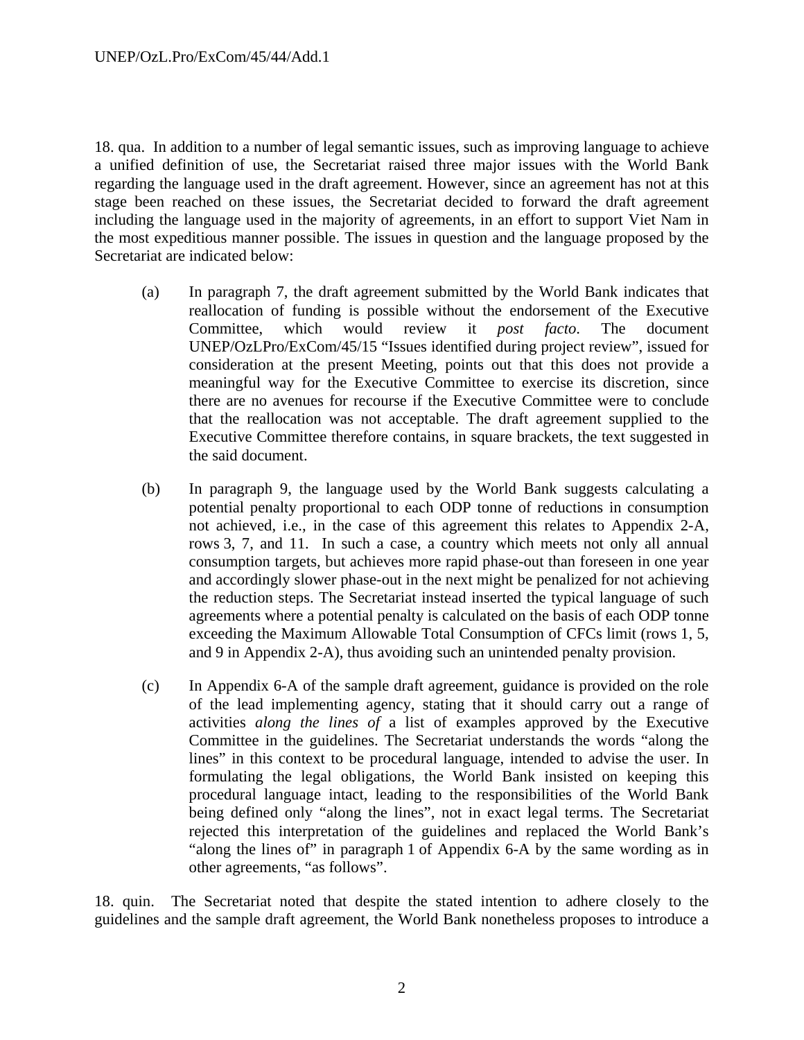18. qua. In addition to a number of legal semantic issues, such as improving language to achieve a unified definition of use, the Secretariat raised three major issues with the World Bank regarding the language used in the draft agreement. However, since an agreement has not at this stage been reached on these issues, the Secretariat decided to forward the draft agreement including the language used in the majority of agreements, in an effort to support Viet Nam in the most expeditious manner possible. The issues in question and the language proposed by the Secretariat are indicated below:

(a) In paragraph 7, the draft agreement submitted by the World Bank indicates that reallocation of funding is possible without the endorsement of the Executive Committee, which would review it *post facto*. The document UNEP/OzLPro/ExCom/45/15 "Issues identified during project review", issued for consideration at the present Meeting, points out that this does not provide a meaningful way for the Executive Committee to exercise its discretion, since there are no avenues for recourse if the Executive Committee were to conclude that the reallocation was not acceptable. The draft agreement supplied to the Executive Committee therefore contains, in square brackets, the text suggested in the said document.

(b) In paragraph 9, the language used by the World Bank suggests calculating a potential penalty proportional to each ODP tonne of reductions in consumption not achieved, i.e., in the case of this agreement this relates to Appendix 2-A, rows 3, 7, and 11. In such a case, a country which meets not only all annual consumption targets, but achieves more rapid phase-out than foreseen in one year and accordingly slower phase-out in the next might be penalized for not achieving the reduction steps. The Secretariat instead inserted the typical language of such agreements where a potential penalty is calculated on the basis of each ODP tonne exceeding the Maximum Allowable Total Consumption of CFCs limit (rows 1, 5, and 9 in Appendix 2-A), thus avoiding such an unintended penalty provision.

(c) In Appendix 6-A of the sample draft agreement, guidance is provided on the role of the lead implementing agency, stating that it should carry out a range of activities *along the lines of* a list of examples approved by the Executive Committee in the guidelines. The Secretariat understands the words "along the lines" in this context to be procedural language, intended to advise the user. In formulating the legal obligations, the World Bank insisted on keeping this procedural language intact, leading to the responsibilities of the World Bank being defined only "along the lines", not in exact legal terms. The Secretariat rejected this interpretation of the guidelines and replaced the World Bank's "along the lines of" in paragraph 1 of Appendix 6-A by the same wording as in other agreements, "as follows".

18. quin. The Secretariat noted that despite the stated intention to adhere closely to the guidelines and the sample draft agreement, the World Bank nonetheless proposes to introduce a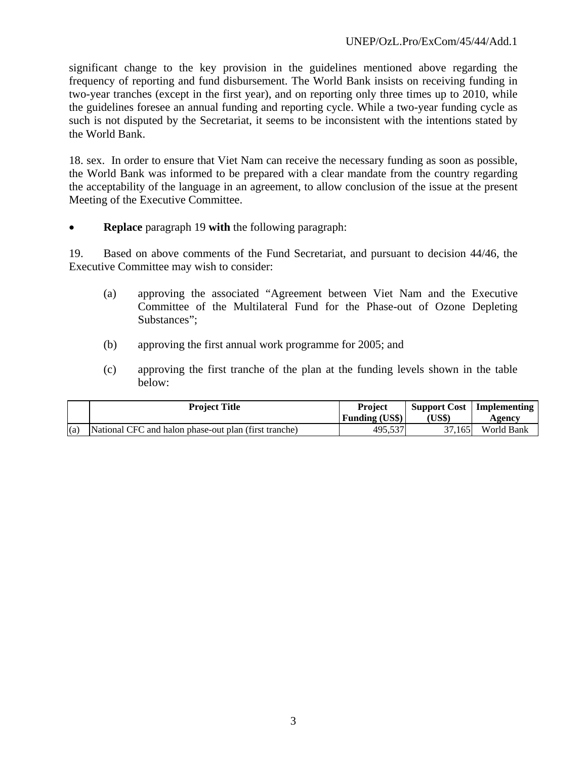significant change to the key provision in the guidelines mentioned above regarding the frequency of reporting and fund disbursement. The World Bank insists on receiving funding in two-year tranches (except in the first year), and on reporting only three times up to 2010, while the guidelines foresee an annual funding and reporting cycle. While a two-year funding cycle as such is not disputed by the Secretariat, it seems to be inconsistent with the intentions stated by the World Bank.

18. sex. In order to ensure that Viet Nam can receive the necessary funding as soon as possible, the World Bank was informed to be prepared with a clear mandate from the country regarding the acceptability of the language in an agreement, to allow conclusion of the issue at the present Meeting of the Executive Committee.

- **Replace** paragraph 19 **with** the following paragraph:

19. Based on above comments of the Fund Secretariat, and pursuant to decision 44/46, the Executive Committee may wish to consider:

(a) approving the associated "Agreement between Viet Nam and the Executive Committee of the Multilateral Fund for the Phase-out of Ozone Depleting Substances";

(b) approving the first annual work programme for 2005; and

(c) approving the first tranche of the plan at the funding levels shown in the table below:

| | Project Title | Project Funding (US$) | Support Cost (US$) | Implementing Agency |
|---|---|---|---|---|
| (a) | National CFC and halon phase-out plan (first tranche) | 495,537 | 37,165 | World Bank |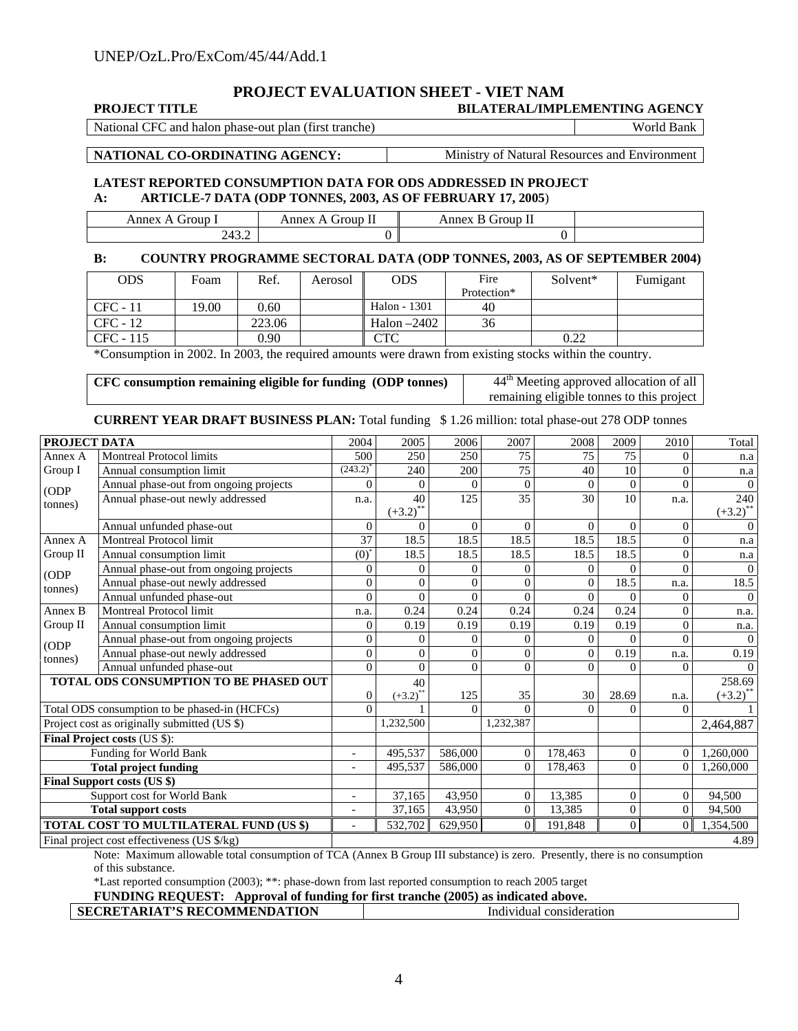# PROJECT EVALUATION SHEET - VIET NAM

| PROJECT TITLE | BILATERAL/IMPLEMENTING AGENCY |
|---|---|
| National CFC and halon phase-out plan (first tranche) | World Bank |

| NATIONAL CO-ORDINATING AGENCY: | Ministry of Natural Resources and Environment |
|---|---|

**LATEST REPORTED CONSUMPTION DATA FOR ODS ADDRESSED IN PROJECT**

**A: ARTICLE-7 DATA (ODP TONNES, 2003, AS OF FEBRUARY 17, 2005)**

| Annex A Group I | Annex A Group II | Annex B Group II | |
|---|---|---|---|
| 243.2 | 0 | 0 | |

**B: COUNTRY PROGRAMME SECTORAL DATA (ODP TONNES, 2003, AS OF SEPTEMBER 2004)**

| ODS | Foam | Ref. | Aerosol | ODS | Fire Protection* | Solvent* | Fumigant |
|---|---|---|---|---|---|---|---|
| CFC - 11 | 19.00 | 0.60 | | Halon - 1301 | 40 | | |
| CFC - 12 | | 223.06 | | Halon –2402 | 36 | | |
| CFC - 115 | | 0.90 | | CTC | | 0.22 | |

*Consumption in 2002. In 2003, the required amounts were drawn from existing stocks within the country.

| CFC consumption remaining eligible for funding (ODP tonnes) | 44th Meeting approved allocation of all remaining eligible tonnes to this project |
|---|---|

**CURRENT YEAR DRAFT BUSINESS PLAN:** Total funding $ 1.26 million: total phase-out 278 ODP tonnes

| PROJECT DATA | | 2004 | 2005 | 2006 | 2007 | 2008 | 2009 | 2010 | Total |
|---|---|---|---|---|---|---|---|---|---|
| Annex A Group I (ODP tonnes) | Montreal Protocol limits | 500 | 250 | 250 | 75 | 75 | 75 | 0 | n.a |
| | Annual consumption limit | (243.2)* | 240 | 200 | 75 | 40 | 10 | 0 | n.a |
| | Annual phase-out from ongoing projects | 0 | 0 | 0 | 0 | 0 | 0 | 0 | 0 |
| | Annual phase-out newly addressed | n.a. | 40 (+3.2)** | 125 | 35 | 30 | 10 | n.a. | 240 (+3.2)** |
| | Annual unfunded phase-out | 0 | 0 | 0 | 0 | 0 | 0 | 0 | 0 |
| Annex A Group II (ODP tonnes) | Montreal Protocol limit | 37 | 18.5 | 18.5 | 18.5 | 18.5 | 18.5 | 0 | n.a |
| | Annual consumption limit | (0)* | 18.5 | 18.5 | 18.5 | 18.5 | 18.5 | 0 | n.a |
| | Annual phase-out from ongoing projects | 0 | 0 | 0 | 0 | 0 | 0 | 0 | 0 |
| | Annual phase-out newly addressed | 0 | 0 | 0 | 0 | 0 | 18.5 | n.a. | 18.5 |
| | Annual unfunded phase-out | 0 | 0 | 0 | 0 | 0 | 0 | 0 | 0 |
| Annex B Group II (ODP tonnes) | Montreal Protocol limit | n.a. | 0.24 | 0.24 | 0.24 | 0.24 | 0.24 | 0 | n.a. |
| | Annual consumption limit | 0 | 0.19 | 0.19 | 0.19 | 0.19 | 0.19 | 0 | n.a. |
| | Annual phase-out from ongoing projects | 0 | 0 | 0 | 0 | 0 | 0 | 0 | 0 |
| | Annual phase-out newly addressed | 0 | 0 | 0 | 0 | 0 | 0.19 | n.a. | 0.19 |
| | Annual unfunded phase-out | 0 | 0 | 0 | 0 | 0 | 0 | 0 | 0 |
| **TOTAL ODS CONSUMPTION TO BE PHASED OUT** | | 0 | 40 (+3.2)** | 125 | 35 | 30 | 28.69 | n.a. | 258.69 (+3.2)** |
| Total ODS consumption to be phased-in (HCFCs) | | 0 | 1 | 0 | 0 | 0 | 0 | 0 | 1 |
| Project cost as originally submitted (US $) | | | 1,232,500 | | 1,232,387 | | | | 2,464,887 |
| **Final Project costs** (US $): | | | | | | | | | |
| Funding for World Bank | | - | 495,537 | 586,000 | 0 | 178,463 | 0 | 0 | 1,260,000 |
| **Total project funding** | | - | 495,537 | 586,000 | 0 | 178,463 | 0 | 0 | 1,260,000 |
| **Final Support costs (US $)** | | | | | | | | | |
| Support cost for World Bank | | - | 37,165 | 43,950 | 0 | 13,385 | 0 | 0 | 94,500 |
| **Total support costs** | | - | 37,165 | 43,950 | 0 | 13,385 | 0 | 0 | 94,500 |
| **TOTAL COST TO MULTILATERAL FUND (US $)** | | - | 532,702 | 629,950 | 0 | 191,848 | 0 | 0 | 1,354,500 |
| Final project cost effectiveness (US $/kg) | | | | | | | | | 4.89 |

Note: Maximum allowable total consumption of TCA (Annex B Group III substance) is zero. Presently, there is no consumption of this substance.

*Last reported consumption (2003); **: phase-down from last reported consumption to reach 2005 target

**FUNDING REQUEST: Approval of funding for first tranche (2005) as indicated above.**

| SECRETARIAT'S RECOMMENDATION | Individual consideration |
|---|---|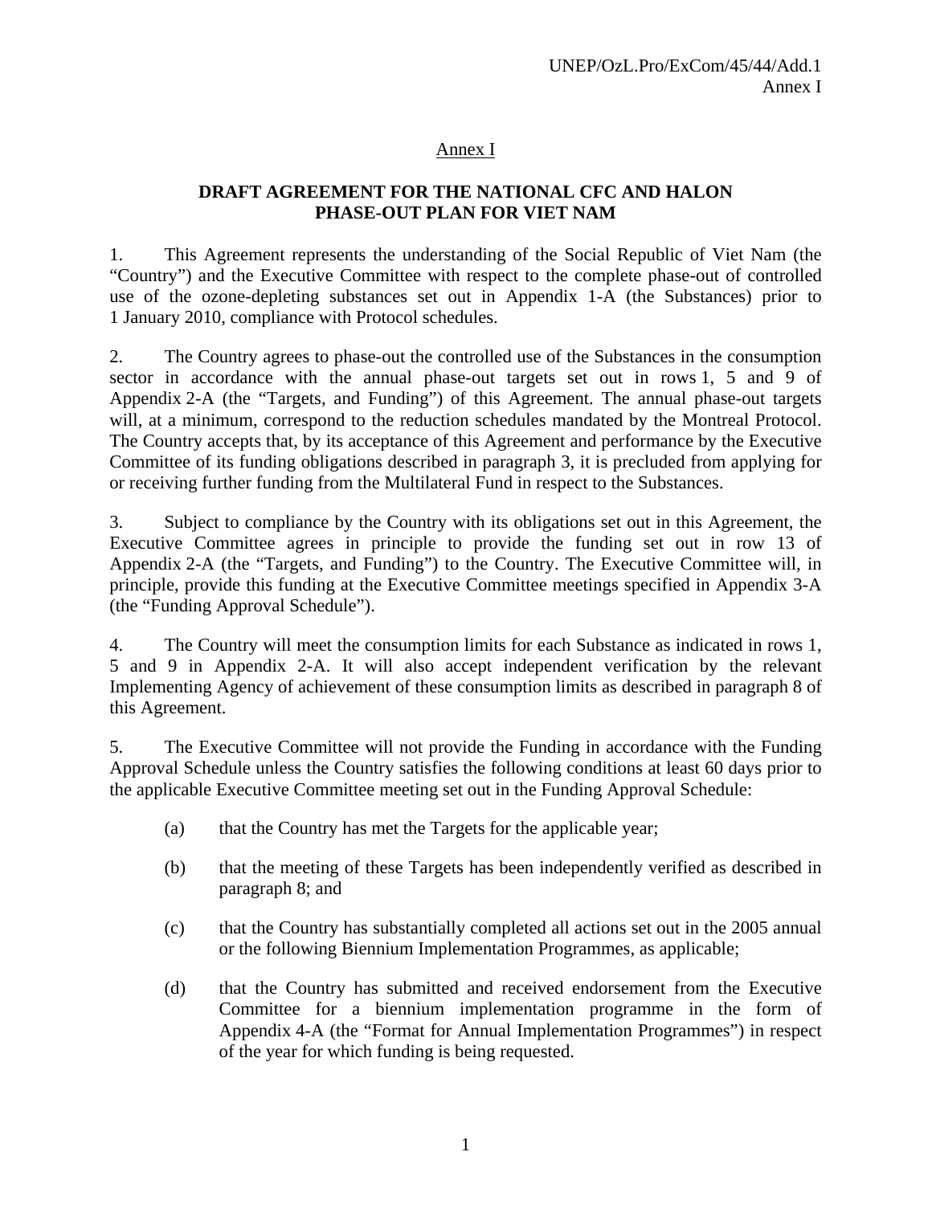Annex I

## DRAFT AGREEMENT FOR THE NATIONAL CFC AND HALON PHASE-OUT PLAN FOR VIET NAM

1. This Agreement represents the understanding of the Social Republic of Viet Nam (the "Country") and the Executive Committee with respect to the complete phase-out of controlled use of the ozone-depleting substances set out in Appendix 1-A (the Substances) prior to 1 January 2010, compliance with Protocol schedules.

2. The Country agrees to phase-out the controlled use of the Substances in the consumption sector in accordance with the annual phase-out targets set out in rows 1, 5 and 9 of Appendix 2-A (the "Targets, and Funding") of this Agreement. The annual phase-out targets will, at a minimum, correspond to the reduction schedules mandated by the Montreal Protocol. The Country accepts that, by its acceptance of this Agreement and performance by the Executive Committee of its funding obligations described in paragraph 3, it is precluded from applying for or receiving further funding from the Multilateral Fund in respect to the Substances.

3. Subject to compliance by the Country with its obligations set out in this Agreement, the Executive Committee agrees in principle to provide the funding set out in row 13 of Appendix 2-A (the "Targets, and Funding") to the Country. The Executive Committee will, in principle, provide this funding at the Executive Committee meetings specified in Appendix 3-A (the "Funding Approval Schedule").

4. The Country will meet the consumption limits for each Substance as indicated in rows 1, 5 and 9 in Appendix 2-A. It will also accept independent verification by the relevant Implementing Agency of achievement of these consumption limits as described in paragraph 8 of this Agreement.

5. The Executive Committee will not provide the Funding in accordance with the Funding Approval Schedule unless the Country satisfies the following conditions at least 60 days prior to the applicable Executive Committee meeting set out in the Funding Approval Schedule:

(a) that the Country has met the Targets for the applicable year;

(b) that the meeting of these Targets has been independently verified as described in paragraph 8; and

(c) that the Country has substantially completed all actions set out in the 2005 annual or the following Biennium Implementation Programmes, as applicable;

(d) that the Country has submitted and received endorsement from the Executive Committee for a biennium implementation programme in the form of Appendix 4-A (the "Format for Annual Implementation Programmes") in respect of the year for which funding is being requested.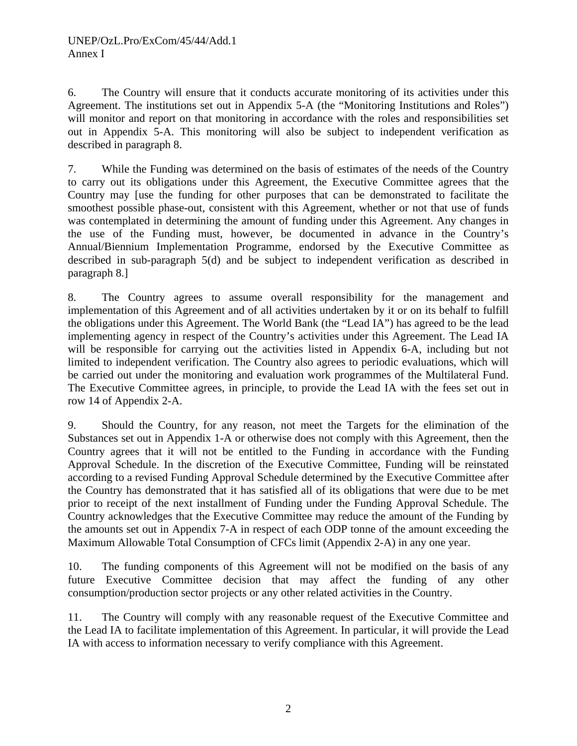6. The Country will ensure that it conducts accurate monitoring of its activities under this Agreement. The institutions set out in Appendix 5-A (the "Monitoring Institutions and Roles") will monitor and report on that monitoring in accordance with the roles and responsibilities set out in Appendix 5-A. This monitoring will also be subject to independent verification as described in paragraph 8.

7. While the Funding was determined on the basis of estimates of the needs of the Country to carry out its obligations under this Agreement, the Executive Committee agrees that the Country may [use the funding for other purposes that can be demonstrated to facilitate the smoothest possible phase-out, consistent with this Agreement, whether or not that use of funds was contemplated in determining the amount of funding under this Agreement. Any changes in the use of the Funding must, however, be documented in advance in the Country's Annual/Biennium Implementation Programme, endorsed by the Executive Committee as described in sub-paragraph 5(d) and be subject to independent verification as described in paragraph 8.]

8. The Country agrees to assume overall responsibility for the management and implementation of this Agreement and of all activities undertaken by it or on its behalf to fulfill the obligations under this Agreement. The World Bank (the "Lead IA") has agreed to be the lead implementing agency in respect of the Country's activities under this Agreement. The Lead IA will be responsible for carrying out the activities listed in Appendix 6-A, including but not limited to independent verification. The Country also agrees to periodic evaluations, which will be carried out under the monitoring and evaluation work programmes of the Multilateral Fund. The Executive Committee agrees, in principle, to provide the Lead IA with the fees set out in row 14 of Appendix 2-A.

9. Should the Country, for any reason, not meet the Targets for the elimination of the Substances set out in Appendix 1-A or otherwise does not comply with this Agreement, then the Country agrees that it will not be entitled to the Funding in accordance with the Funding Approval Schedule. In the discretion of the Executive Committee, Funding will be reinstated according to a revised Funding Approval Schedule determined by the Executive Committee after the Country has demonstrated that it has satisfied all of its obligations that were due to be met prior to receipt of the next installment of Funding under the Funding Approval Schedule. The Country acknowledges that the Executive Committee may reduce the amount of the Funding by the amounts set out in Appendix 7-A in respect of each ODP tonne of the amount exceeding the Maximum Allowable Total Consumption of CFCs limit (Appendix 2-A) in any one year.

10. The funding components of this Agreement will not be modified on the basis of any future Executive Committee decision that may affect the funding of any other consumption/production sector projects or any other related activities in the Country.

11. The Country will comply with any reasonable request of the Executive Committee and the Lead IA to facilitate implementation of this Agreement. In particular, it will provide the Lead IA with access to information necessary to verify compliance with this Agreement.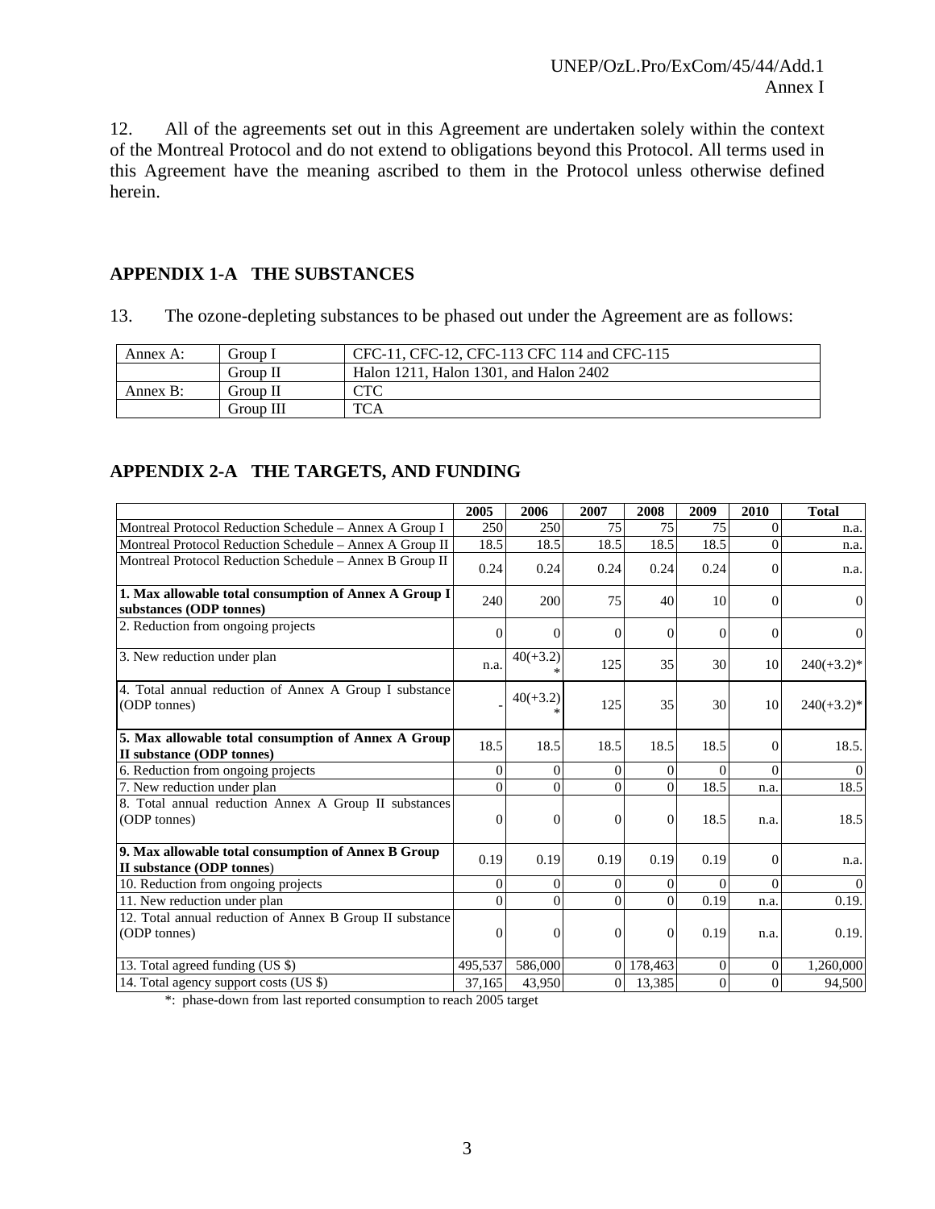12. All of the agreements set out in this Agreement are undertaken solely within the context of the Montreal Protocol and do not extend to obligations beyond this Protocol. All terms used in this Agreement have the meaning ascribed to them in the Protocol unless otherwise defined herein.

## APPENDIX 1-A THE SUBSTANCES

13. The ozone-depleting substances to be phased out under the Agreement are as follows:

| | | |
|---|---|---|
| Annex A: | Group I | CFC-11, CFC-12, CFC-113 CFC 114 and CFC-115 |
| | Group II | Halon 1211, Halon 1301, and Halon 2402 |
| Annex B: | Group II | CTC |
| | Group III | TCA |

## APPENDIX 2-A THE TARGETS, AND FUNDING

| | 2005 | 2006 | 2007 | 2008 | 2009 | 2010 | Total |
|---|---|---|---|---|---|---|---|
| Montreal Protocol Reduction Schedule – Annex A Group I | 250 | 250 | 75 | 75 | 75 | 0 | n.a. |
| Montreal Protocol Reduction Schedule – Annex A Group II | 18.5 | 18.5 | 18.5 | 18.5 | 18.5 | 0 | n.a. |
| Montreal Protocol Reduction Schedule – Annex B Group II | 0.24 | 0.24 | 0.24 | 0.24 | 0.24 | 0 | n.a. |
| **1. Max allowable total consumption of Annex A Group I substances (ODP tonnes)** | 240 | 200 | 75 | 40 | 10 | 0 | 0 |
| 2. Reduction from ongoing projects | 0 | 0 | 0 | 0 | 0 | 0 | 0 |
| 3. New reduction under plan | n.a. | 40(+3.2)* | 125 | 35 | 30 | 10 | 240(+3.2)* |
| 4. Total annual reduction of Annex A Group I substance (ODP tonnes) | - | 40(+3.2)* | 125 | 35 | 30 | 10 | 240(+3.2)* |
| **5. Max allowable total consumption of Annex A Group II substance (ODP tonnes)** | 18.5 | 18.5 | 18.5 | 18.5 | 18.5 | 0 | 18.5. |
| 6. Reduction from ongoing projects | 0 | 0 | 0 | 0 | 0 | 0 | 0 |
| 7. New reduction under plan | 0 | 0 | 0 | 0 | 18.5 | n.a. | 18.5 |
| 8. Total annual reduction Annex A Group II substances (ODP tonnes) | 0 | 0 | 0 | 0 | 18.5 | n.a. | 18.5 |
| **9. Max allowable total consumption of Annex B Group II substance (ODP tonnes)** | 0.19 | 0.19 | 0.19 | 0.19 | 0.19 | 0 | n.a. |
| 10. Reduction from ongoing projects | 0 | 0 | 0 | 0 | 0 | 0 | 0 |
| 11. New reduction under plan | 0 | 0 | 0 | 0 | 0.19 | n.a. | 0.19. |
| 12. Total annual reduction of Annex B Group II substance (ODP tonnes) | 0 | 0 | 0 | 0 | 0.19 | n.a. | 0.19. |
| 13. Total agreed funding (US $) | 495,537 | 586,000 | 0 | 178,463 | 0 | 0 | 1,260,000 |
| 14. Total agency support costs (US $) | 37,165 | 43,950 | 0 | 13,385 | 0 | 0 | 94,500 |

*: phase-down from last reported consumption to reach 2005 target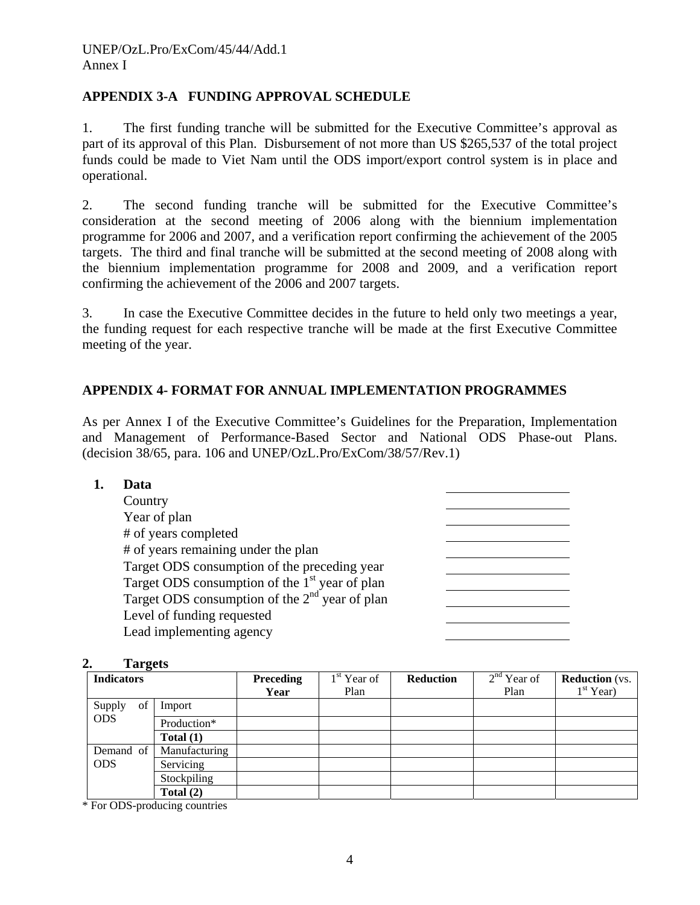## APPENDIX 3-A FUNDING APPROVAL SCHEDULE

1. The first funding tranche will be submitted for the Executive Committee's approval as part of its approval of this Plan. Disbursement of not more than US $265,537 of the total project funds could be made to Viet Nam until the ODS import/export control system is in place and operational.

2. The second funding tranche will be submitted for the Executive Committee's consideration at the second meeting of 2006 along with the biennium implementation programme for 2006 and 2007, and a verification report confirming the achievement of the 2005 targets. The third and final tranche will be submitted at the second meeting of 2008 along with the biennium implementation programme for 2008 and 2009, and a verification report confirming the achievement of the 2006 and 2007 targets.

3. In case the Executive Committee decides in the future to held only two meetings a year, the funding request for each respective tranche will be made at the first Executive Committee meeting of the year.

## APPENDIX 4- FORMAT FOR ANNUAL IMPLEMENTATION PROGRAMMES

As per Annex I of the Executive Committee's Guidelines for the Preparation, Implementation and Management of Performance-Based Sector and National ODS Phase-out Plans. (decision 38/65, para. 106 and UNEP/OzL.Pro/ExCom/38/57/Rev.1)

**1. Data**

| | |
|---|---|
| Country | ______ |
| Year of plan | ______ |
| # of years completed | ______ |
| # of years remaining under the plan | ______ |
| Target ODS consumption of the preceding year | ______ |
| Target ODS consumption of the 1st year of plan | ______ |
| Target ODS consumption of the 2nd year of plan | ______ |
| Level of funding requested | ______ |
| Lead implementing agency | ______ |

**2. Targets**

| **Indicators** | | **Preceding Year** | 1st Year of Plan | **Reduction** | 2nd Year of Plan | **Reduction** (vs. 1st Year) |
|---|---|---|---|---|---|---|
| Supply of ODS | Import | | | | | |
| | Production* | | | | | |
| | **Total (1)** | | | | | |
| Demand of ODS | Manufacturing | | | | | |
| | Servicing | | | | | |
| | Stockpiling | | | | | |
| | **Total (2)** | | | | | |

\* For ODS-producing countries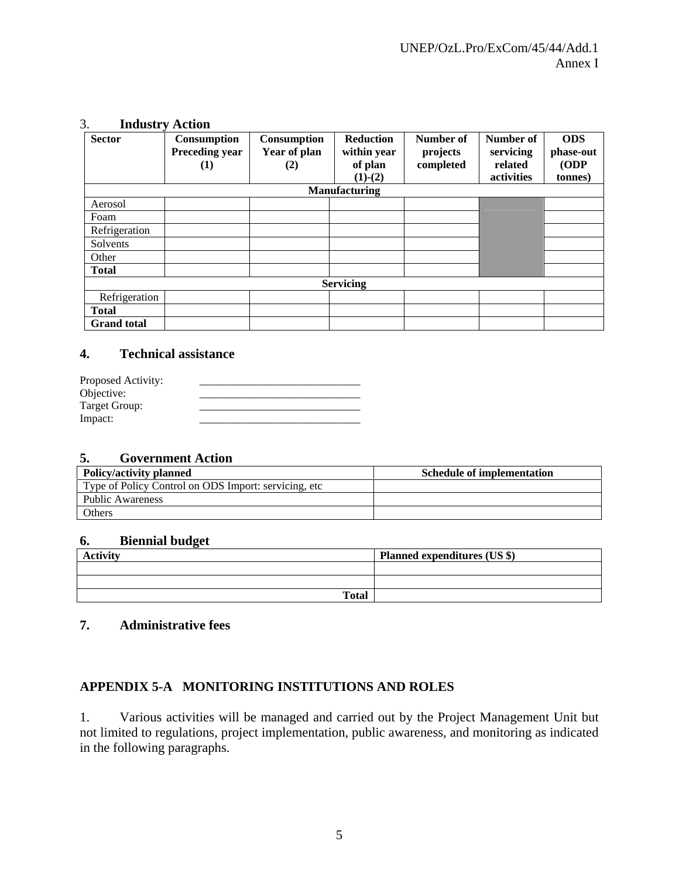### 3. Industry Action

| Sector | Consumption Preceding year (1) | Consumption Year of plan (2) | Reduction within year of plan (1)-(2) | Number of projects completed | Number of servicing related activities | ODS phase-out (ODP tonnes) |
|---|---|---|---|---|---|---|
| **Manufacturing** | | | | | | |
| Aerosol | | | | | | |
| Foam | | | | | | |
| Refrigeration | | | | | | |
| Solvents | | | | | | |
| Other | | | | | | |
| **Total** | | | | | | |
| **Servicing** | | | | | | |
| Refrigeration | | | | | | |
| **Total** | | | | | | |
| **Grand total** | | | | | | |

### 4. Technical assistance

Proposed Activity: ____________________________
Objective: ____________________________
Target Group: ____________________________
Impact: ____________________________

### 5. Government Action

| Policy/activity planned | Schedule of implementation |
|---|---|
| Type of Policy Control on ODS Import: servicing, etc | |
| Public Awareness | |
| Others | |

### 6. Biennial budget

| Activity | Planned expenditures (US $) |
|---|---|
| | |
| | |
| **Total** | |

### 7. Administrative fees

## APPENDIX 5-A MONITORING INSTITUTIONS AND ROLES

1. Various activities will be managed and carried out by the Project Management Unit but not limited to regulations, project implementation, public awareness, and monitoring as indicated in the following paragraphs.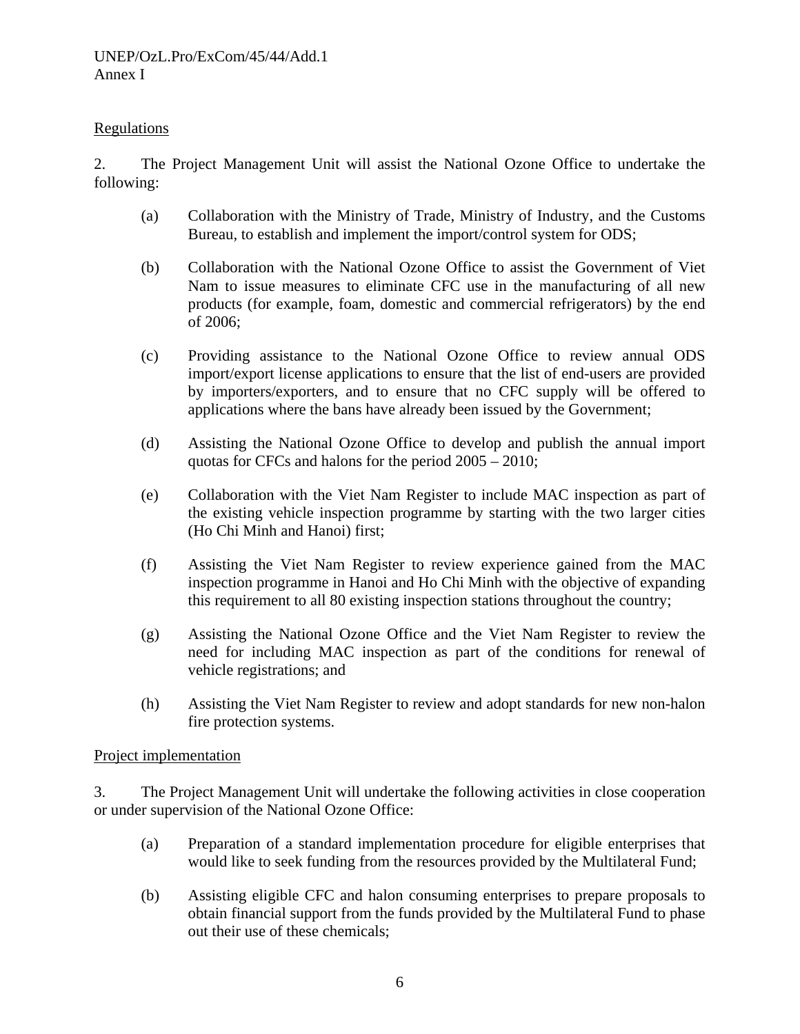Regulations

2. The Project Management Unit will assist the National Ozone Office to undertake the following:

(a) Collaboration with the Ministry of Trade, Ministry of Industry, and the Customs Bureau, to establish and implement the import/control system for ODS;

(b) Collaboration with the National Ozone Office to assist the Government of Viet Nam to issue measures to eliminate CFC use in the manufacturing of all new products (for example, foam, domestic and commercial refrigerators) by the end of 2006;

(c) Providing assistance to the National Ozone Office to review annual ODS import/export license applications to ensure that the list of end-users are provided by importers/exporters, and to ensure that no CFC supply will be offered to applications where the bans have already been issued by the Government;

(d) Assisting the National Ozone Office to develop and publish the annual import quotas for CFCs and halons for the period 2005 – 2010;

(e) Collaboration with the Viet Nam Register to include MAC inspection as part of the existing vehicle inspection programme by starting with the two larger cities (Ho Chi Minh and Hanoi) first;

(f) Assisting the Viet Nam Register to review experience gained from the MAC inspection programme in Hanoi and Ho Chi Minh with the objective of expanding this requirement to all 80 existing inspection stations throughout the country;

(g) Assisting the National Ozone Office and the Viet Nam Register to review the need for including MAC inspection as part of the conditions for renewal of vehicle registrations; and

(h) Assisting the Viet Nam Register to review and adopt standards for new non-halon fire protection systems.

Project implementation

3. The Project Management Unit will undertake the following activities in close cooperation or under supervision of the National Ozone Office:

(a) Preparation of a standard implementation procedure for eligible enterprises that would like to seek funding from the resources provided by the Multilateral Fund;

(b) Assisting eligible CFC and halon consuming enterprises to prepare proposals to obtain financial support from the funds provided by the Multilateral Fund to phase out their use of these chemicals;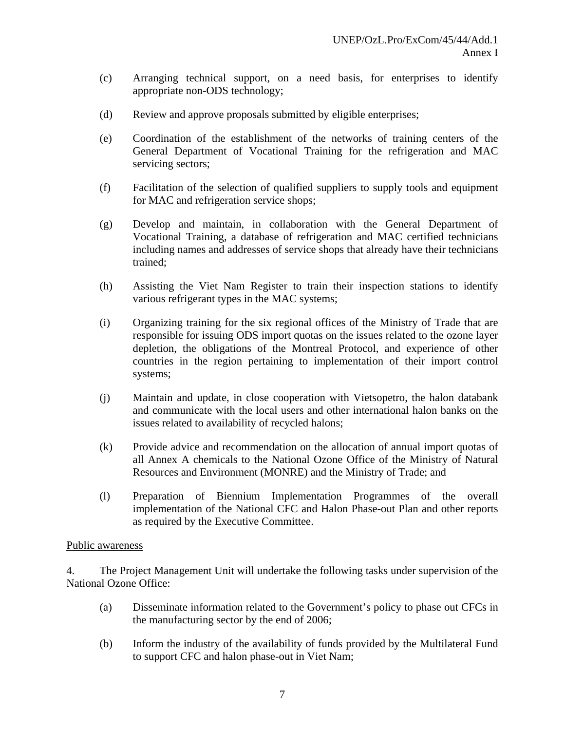(c) Arranging technical support, on a need basis, for enterprises to identify appropriate non-ODS technology;

(d) Review and approve proposals submitted by eligible enterprises;

(e) Coordination of the establishment of the networks of training centers of the General Department of Vocational Training for the refrigeration and MAC servicing sectors;

(f) Facilitation of the selection of qualified suppliers to supply tools and equipment for MAC and refrigeration service shops;

(g) Develop and maintain, in collaboration with the General Department of Vocational Training, a database of refrigeration and MAC certified technicians including names and addresses of service shops that already have their technicians trained;

(h) Assisting the Viet Nam Register to train their inspection stations to identify various refrigerant types in the MAC systems;

(i) Organizing training for the six regional offices of the Ministry of Trade that are responsible for issuing ODS import quotas on the issues related to the ozone layer depletion, the obligations of the Montreal Protocol, and experience of other countries in the region pertaining to implementation of their import control systems;

(j) Maintain and update, in close cooperation with Vietsopetro, the halon databank and communicate with the local users and other international halon banks on the issues related to availability of recycled halons;

(k) Provide advice and recommendation on the allocation of annual import quotas of all Annex A chemicals to the National Ozone Office of the Ministry of Natural Resources and Environment (MONRE) and the Ministry of Trade; and

(l) Preparation of Biennium Implementation Programmes of the overall implementation of the National CFC and Halon Phase-out Plan and other reports as required by the Executive Committee.

Public awareness

4. The Project Management Unit will undertake the following tasks under supervision of the National Ozone Office:

(a) Disseminate information related to the Government's policy to phase out CFCs in the manufacturing sector by the end of 2006;

(b) Inform the industry of the availability of funds provided by the Multilateral Fund to support CFC and halon phase-out in Viet Nam;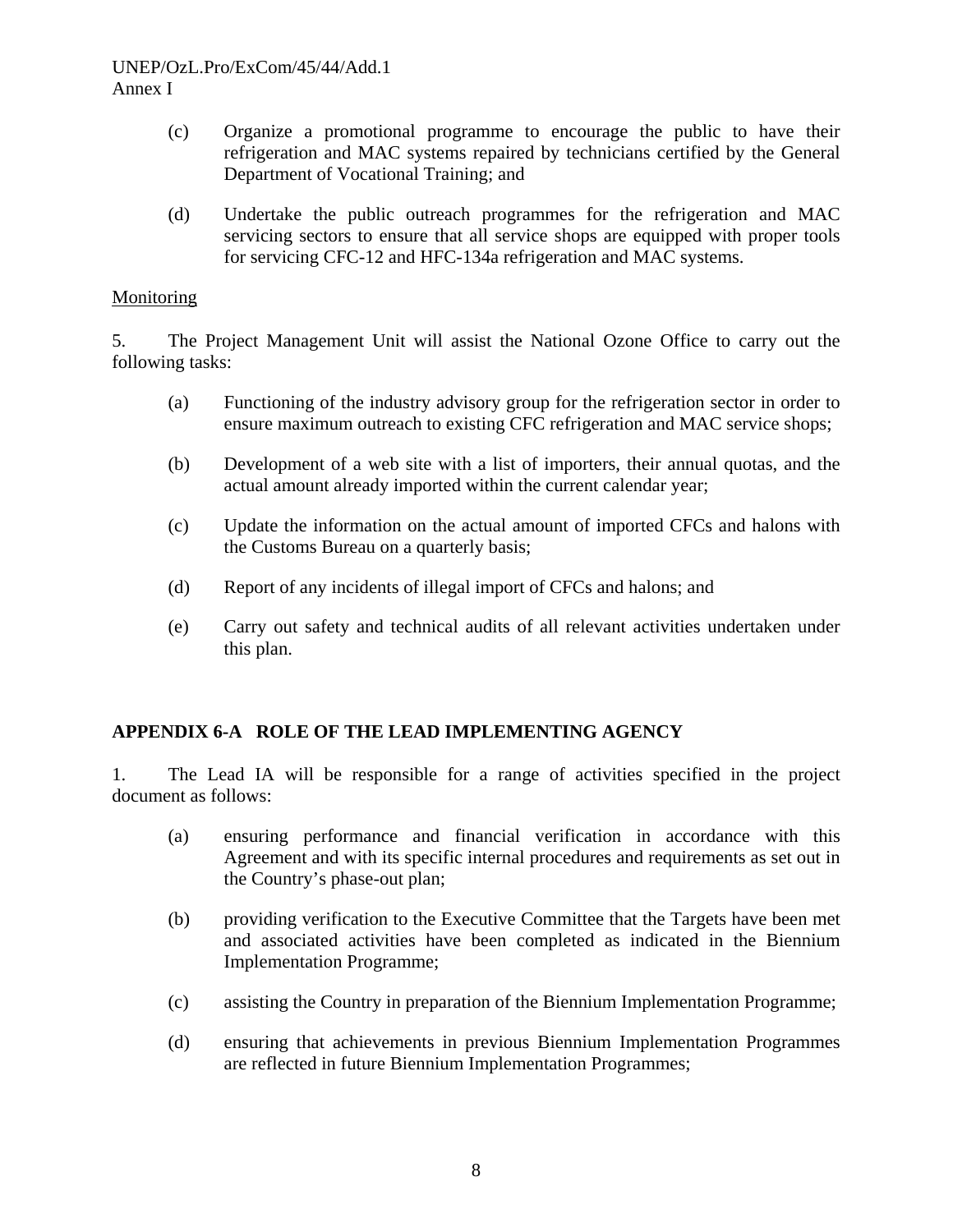(c) Organize a promotional programme to encourage the public to have their refrigeration and MAC systems repaired by technicians certified by the General Department of Vocational Training; and

(d) Undertake the public outreach programmes for the refrigeration and MAC servicing sectors to ensure that all service shops are equipped with proper tools for servicing CFC-12 and HFC-134a refrigeration and MAC systems.

Monitoring

5. The Project Management Unit will assist the National Ozone Office to carry out the following tasks:

(a) Functioning of the industry advisory group for the refrigeration sector in order to ensure maximum outreach to existing CFC refrigeration and MAC service shops;

(b) Development of a web site with a list of importers, their annual quotas, and the actual amount already imported within the current calendar year;

(c) Update the information on the actual amount of imported CFCs and halons with the Customs Bureau on a quarterly basis;

(d) Report of any incidents of illegal import of CFCs and halons; and

(e) Carry out safety and technical audits of all relevant activities undertaken under this plan.

## APPENDIX 6-A ROLE OF THE LEAD IMPLEMENTING AGENCY

1. The Lead IA will be responsible for a range of activities specified in the project document as follows:

(a) ensuring performance and financial verification in accordance with this Agreement and with its specific internal procedures and requirements as set out in the Country's phase-out plan;

(b) providing verification to the Executive Committee that the Targets have been met and associated activities have been completed as indicated in the Biennium Implementation Programme;

(c) assisting the Country in preparation of the Biennium Implementation Programme;

(d) ensuring that achievements in previous Biennium Implementation Programmes are reflected in future Biennium Implementation Programmes;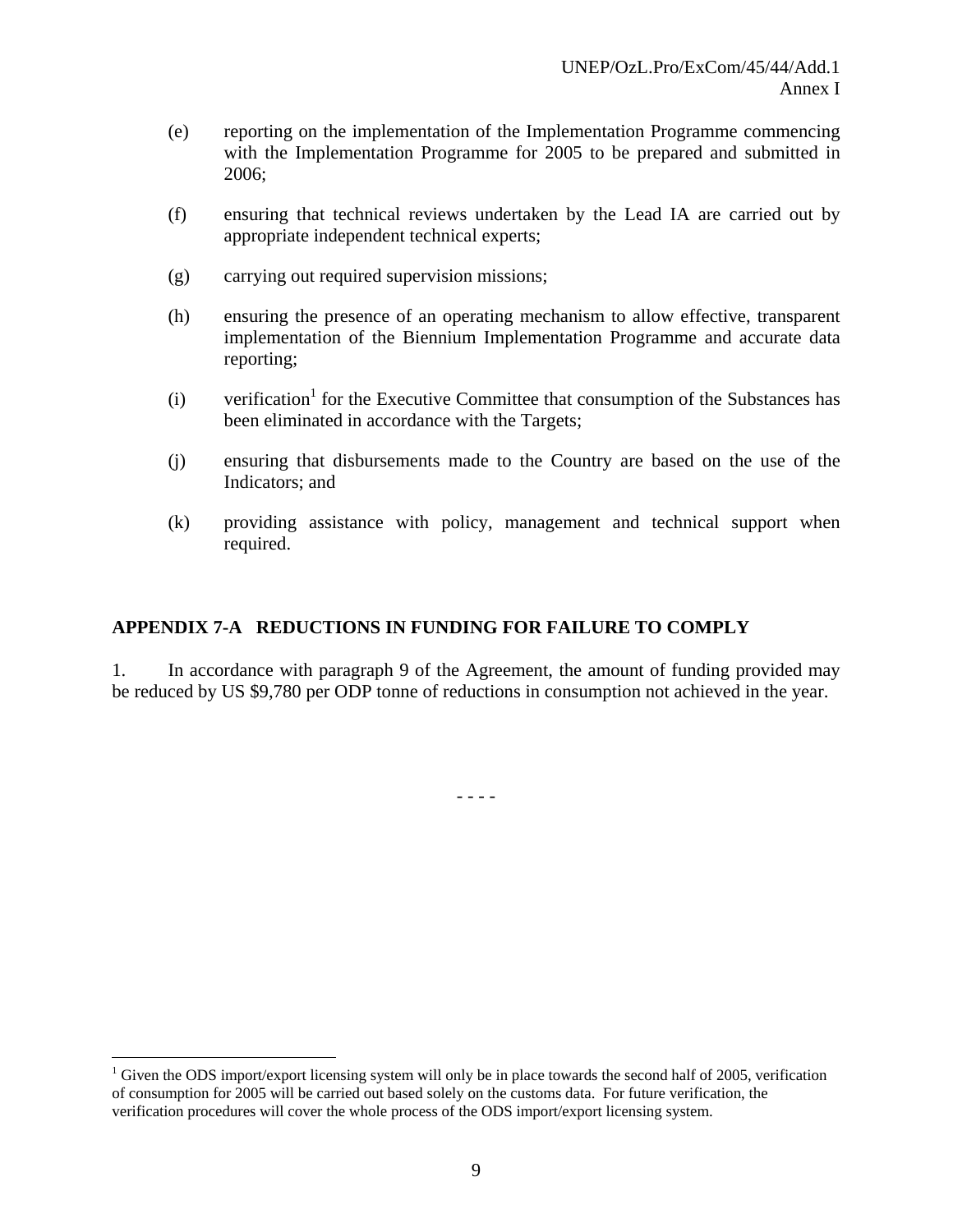(e) reporting on the implementation of the Implementation Programme commencing with the Implementation Programme for 2005 to be prepared and submitted in 2006;

(f) ensuring that technical reviews undertaken by the Lead IA are carried out by appropriate independent technical experts;

(g) carrying out required supervision missions;

(h) ensuring the presence of an operating mechanism to allow effective, transparent implementation of the Biennium Implementation Programme and accurate data reporting;

(i) verification[1] for the Executive Committee that consumption of the Substances has been eliminated in accordance with the Targets;

(j) ensuring that disbursements made to the Country are based on the use of the Indicators; and

(k) providing assistance with policy, management and technical support when required.

## APPENDIX 7-A REDUCTIONS IN FUNDING FOR FAILURE TO COMPLY

1. In accordance with paragraph 9 of the Agreement, the amount of funding provided may be reduced by US $9,780 per ODP tonne of reductions in consumption not achieved in the year.

- - - -

[1] Given the ODS import/export licensing system will only be in place towards the second half of 2005, verification of consumption for 2005 will be carried out based solely on the customs data. For future verification, the verification procedures will cover the whole process of the ODS import/export licensing system.